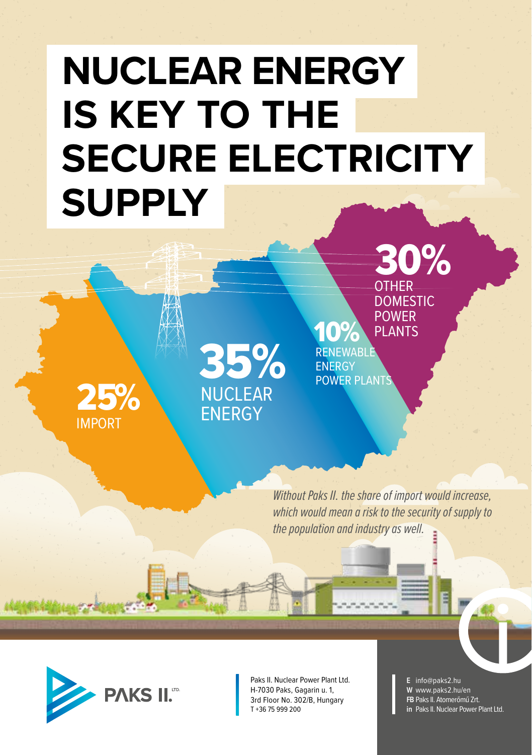# NUCLEAR ENERGY IS KEY TO THE SECURE ELECTRICITY SUPPLY

**25%** IMPORT

**35%** NUCLEAR ENERGY

**10%** RENEWABLE ENERGY POWER PLANTS

**30%** OTHER DOMESTIC POWER PLANTS

*Without Paks II. the share of import would increase, which would mean a risk to the security of supply to the population and industry as well.*

PAKS II. LTD.

Paks II. Nuclear Power Plant Ltd.
H-7030 Paks, Gagarin u. 1,
3rd Floor No. 302/B, Hungary
T +36 75 999 200

**E** info@paks2.hu
**W** www.paks2.hu/en
**FB** Paks II. Atomerőmű Zrt.
**in** Paks II. Nuclear Power Plant Ltd.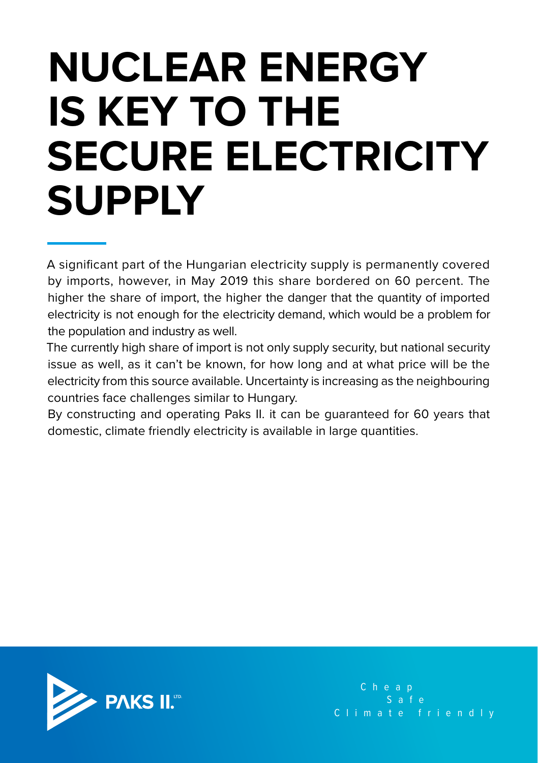# NUCLEAR ENERGY IS KEY TO THE SECURE ELECTRICITY SUPPLY

A significant part of the Hungarian electricity supply is permanently covered by imports, however, in May 2019 this share bordered on 60 percent. The higher the share of import, the higher the danger that the quantity of imported electricity is not enough for the electricity demand, which would be a problem for the population and industry as well.

The currently high share of import is not only supply security, but national security issue as well, as it can't be known, for how long and at what price will be the electricity from this source available. Uncertainty is increasing as the neighbouring countries face challenges similar to Hungary.

By constructing and operating Paks II. it can be guaranteed for 60 years that domestic, climate friendly electricity is available in large quantities.

PAKS II. LTD.

Cheap
Safe
Climate friendly